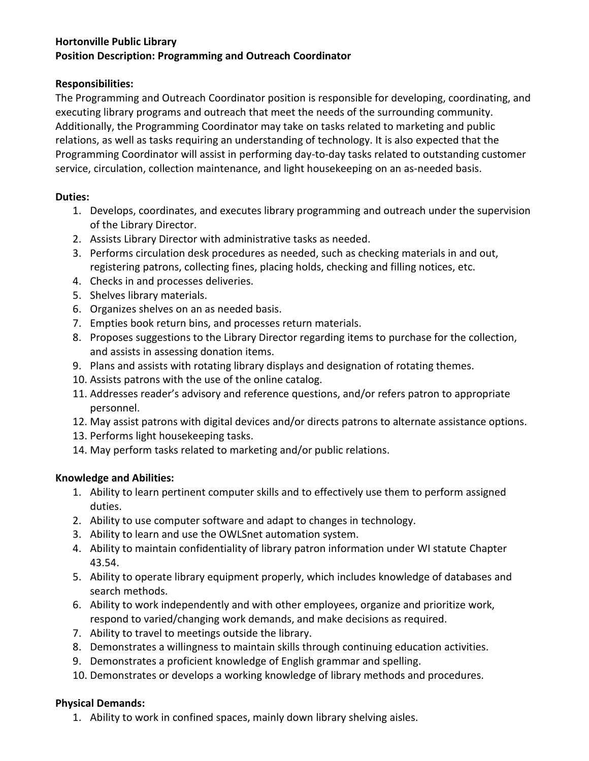**Hortonville Public Library**
**Position Description: Programming and Outreach Coordinator**

**Responsibilities:**

The Programming and Outreach Coordinator position is responsible for developing, coordinating, and executing library programs and outreach that meet the needs of the surrounding community. Additionally, the Programming Coordinator may take on tasks related to marketing and public relations, as well as tasks requiring an understanding of technology. It is also expected that the Programming Coordinator will assist in performing day-to-day tasks related to outstanding customer service, circulation, collection maintenance, and light housekeeping on an as-needed basis.

**Duties:**

1. Develops, coordinates, and executes library programming and outreach under the supervision of the Library Director.
2. Assists Library Director with administrative tasks as needed.
3. Performs circulation desk procedures as needed, such as checking materials in and out, registering patrons, collecting fines, placing holds, checking and filling notices, etc.
4. Checks in and processes deliveries.
5. Shelves library materials.
6. Organizes shelves on an as needed basis.
7. Empties book return bins, and processes return materials.
8. Proposes suggestions to the Library Director regarding items to purchase for the collection, and assists in assessing donation items.
9. Plans and assists with rotating library displays and designation of rotating themes.
10. Assists patrons with the use of the online catalog.
11. Addresses reader's advisory and reference questions, and/or refers patron to appropriate personnel.
12. May assist patrons with digital devices and/or directs patrons to alternate assistance options.
13. Performs light housekeeping tasks.
14. May perform tasks related to marketing and/or public relations.

**Knowledge and Abilities:**

1. Ability to learn pertinent computer skills and to effectively use them to perform assigned duties.
2. Ability to use computer software and adapt to changes in technology.
3. Ability to learn and use the OWLSnet automation system.
4. Ability to maintain confidentiality of library patron information under WI statute Chapter 43.54.
5. Ability to operate library equipment properly, which includes knowledge of databases and search methods.
6. Ability to work independently and with other employees, organize and prioritize work, respond to varied/changing work demands, and make decisions as required.
7. Ability to travel to meetings outside the library.
8. Demonstrates a willingness to maintain skills through continuing education activities.
9. Demonstrates a proficient knowledge of English grammar and spelling.
10. Demonstrates or develops a working knowledge of library methods and procedures.

**Physical Demands:**

1. Ability to work in confined spaces, mainly down library shelving aisles.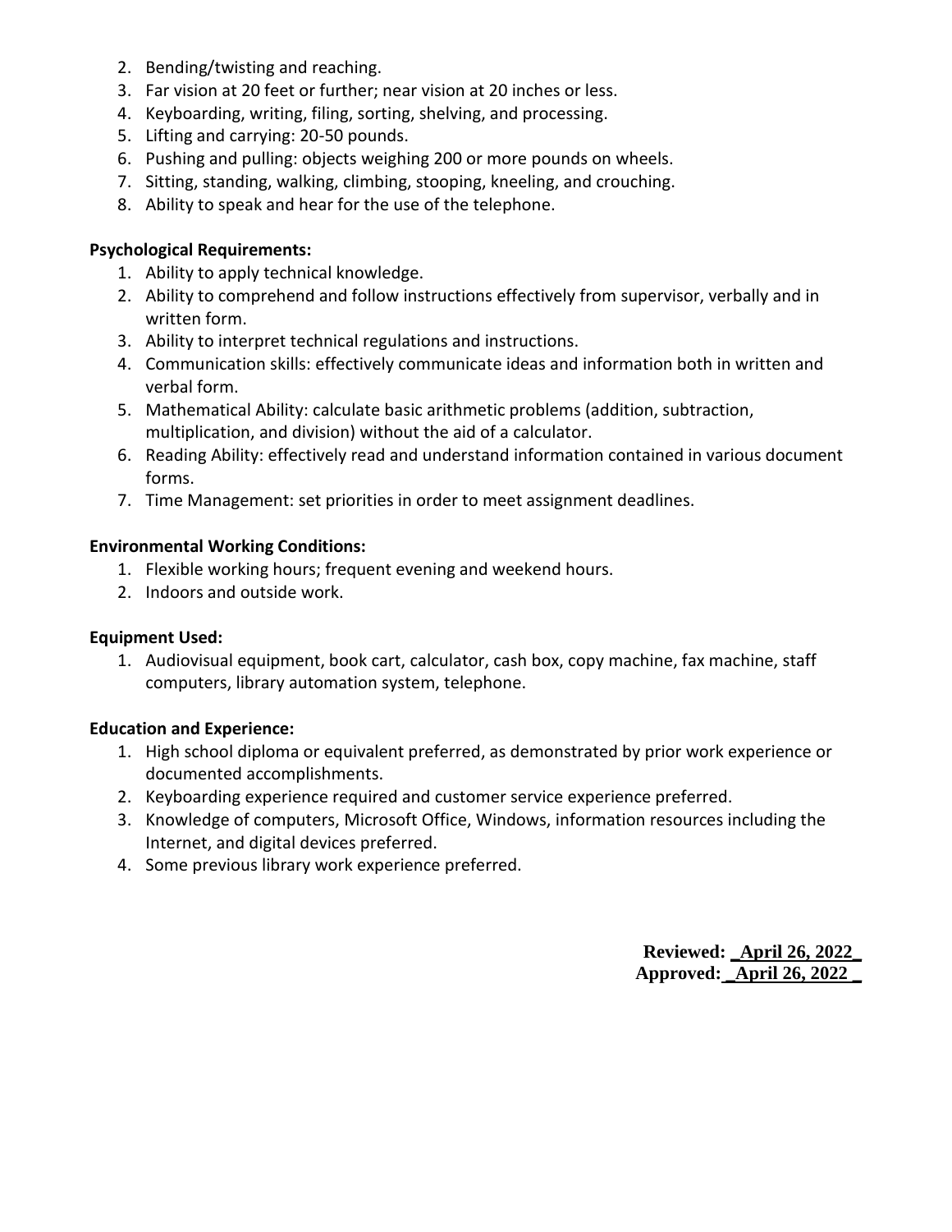2. Bending/twisting and reaching.
3. Far vision at 20 feet or further; near vision at 20 inches or less.
4. Keyboarding, writing, filing, sorting, shelving, and processing.
5. Lifting and carrying: 20-50 pounds.
6. Pushing and pulling: objects weighing 200 or more pounds on wheels.
7. Sitting, standing, walking, climbing, stooping, kneeling, and crouching.
8. Ability to speak and hear for the use of the telephone.

**Psychological Requirements:**

1. Ability to apply technical knowledge.
2. Ability to comprehend and follow instructions effectively from supervisor, verbally and in written form.
3. Ability to interpret technical regulations and instructions.
4. Communication skills: effectively communicate ideas and information both in written and verbal form.
5. Mathematical Ability: calculate basic arithmetic problems (addition, subtraction, multiplication, and division) without the aid of a calculator.
6. Reading Ability: effectively read and understand information contained in various document forms.
7. Time Management: set priorities in order to meet assignment deadlines.

**Environmental Working Conditions:**

1. Flexible working hours; frequent evening and weekend hours.
2. Indoors and outside work.

**Equipment Used:**

1. Audiovisual equipment, book cart, calculator, cash box, copy machine, fax machine, staff computers, library automation system, telephone.

**Education and Experience:**

1. High school diploma or equivalent preferred, as demonstrated by prior work experience or documented accomplishments.
2. Keyboarding experience required and customer service experience preferred.
3. Knowledge of computers, Microsoft Office, Windows, information resources including the Internet, and digital devices preferred.
4. Some previous library work experience preferred.

**Reviewed: _April 26, 2022_**
**Approved: _April 26, 2022_**